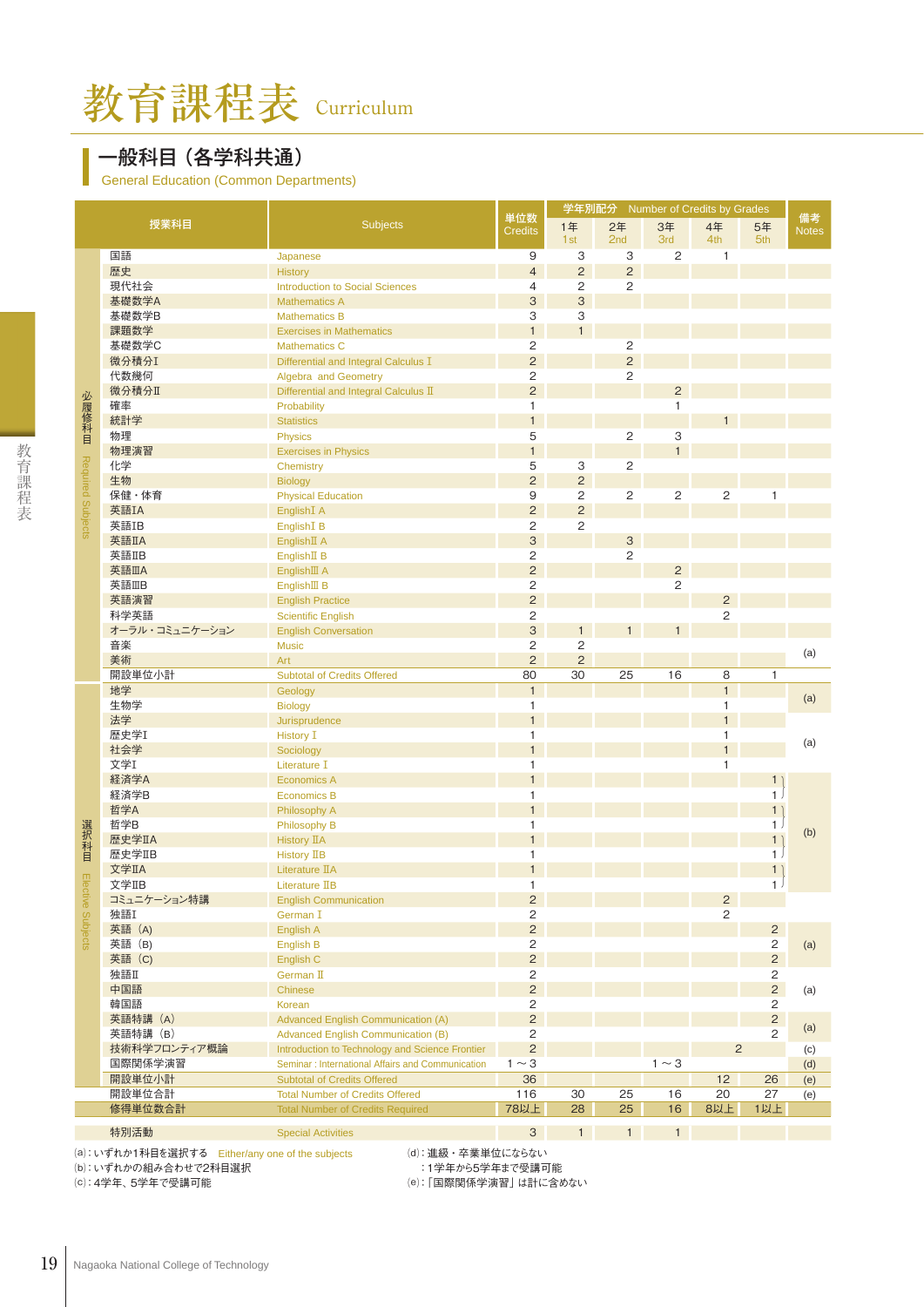# 教育課程表 Curriculum

## 一般科目（各学科共通）

General Education (Common Departments)

| | 授業科目 | Subjects | 単位数 Credits | 学年別配分 Number of Credits by Grades 1年 1st | 2年 2nd | 3年 3rd | 4年 4th | 5年 5th | 備考 Notes |
|---|---|---|---|---|---|---|---|---|---|
| 必履修科目 Required Subjects | 国語 | Japanese | 9 | 3 | 3 | 2 | 1 | | |
| | 歴史 | History | 4 | 2 | 2 | | | | |
| | 現代社会 | Introduction to Social Sciences | 4 | 2 | 2 | | | | |
| | 基礎数学A | Mathematics A | 3 | 3 | | | | | |
| | 基礎数学B | Mathematics B | 3 | 3 | | | | | |
| | 課題数学 | Exercises in Mathematics | 1 | 1 | | | | | |
| | 基礎数学C | Mathematics C | 2 | | 2 | | | | |
| | 微分積分Ⅰ | Differential and Integral Calculus Ⅰ | 2 | | 2 | | | | |
| | 代数幾何 | Algebra and Geometry | 2 | | 2 | | | | |
| | 微分積分Ⅱ | Differential and Integral Calculus Ⅱ | 2 | | | 2 | | | |
| | 確率 | Probability | 1 | | | 1 | | | |
| | 統計学 | Statistics | 1 | | | | 1 | | |
| | 物理 | Physics | 5 | | 2 | 3 | | | |
| | 物理演習 | Exercises in Physics | 1 | | | 1 | | | |
| | 化学 | Chemistry | 5 | 3 | 2 | | | | |
| | 生物 | Biology | 2 | 2 | | | | | |
| | 保健・体育 | Physical Education | 9 | 2 | 2 | 2 | 2 | 1 | |
| | 英語ⅠA | EnglishⅠ A | 2 | 2 | | | | | |
| | 英語ⅠB | EnglishⅠ B | 2 | 2 | | | | | |
| | 英語ⅡA | EnglishⅡ A | 3 | | 3 | | | | |
| | 英語ⅡB | EnglishⅡ B | 2 | | 2 | | | | |
| | 英語ⅢA | EnglishⅢ A | 2 | | | 2 | | | |
| | 英語ⅢB | EnglishⅢ B | 2 | | | 2 | | | |
| | 英語演習 | English Practice | 2 | | | | 2 | | |
| | 科学英語 | Scientific English | 2 | | | | 2 | | |
| | オーラル・コミュニケーション | English Conversation | 3 | 1 | 1 | 1 | | | |
| | 音楽 | Music | 2 | 2 | | | | | (a) |
| | 美術 | Art | 2 | 2 | | | | | |
| | 開設単位小計 | Subtotal of Credits Offered | 80 | 30 | 25 | 16 | 8 | 1 | |
| 選択科目 Elective Subjects | 地学 | Geology | 1 | | | | 1 | | (a) |
| | 生物学 | Biology | 1 | | | | 1 | | |
| | 法学 | Jurisprudence | 1 | | | | 1 | | (a) |
| | 歴史学Ⅰ | History Ⅰ | 1 | | | | 1 | | |
| | 社会学 | Sociology | 1 | | | | 1 | | |
| | 文学Ⅰ | Literature Ⅰ | 1 | | | | 1 | | |
| | 経済学A | Economics A | 1 | | | | | 1 | (b) |
| | 経済学B | Economics B | 1 | | | | | 1 | |
| | 哲学A | Philosophy A | 1 | | | | | 1 | |
| | 哲学B | Philosophy B | 1 | | | | | 1 | |
| | 歴史学ⅡA | History ⅡA | 1 | | | | | 1 | |
| | 歴史学ⅡB | History ⅡB | 1 | | | | | 1 | |
| | 文学ⅡA | Literature ⅡA | 1 | | | | | 1 | |
| | 文学ⅡB | Literature ⅡB | 1 | | | | | 1 | |
| | コミュニケーション特講 | English Communication | 2 | | | | 2 | | |
| | 独語Ⅰ | German Ⅰ | 2 | | | | 2 | | |
| | 英語（A） | English A | 2 | | | | | 2 | (a) |
| | 英語（B） | English B | 2 | | | | | 2 | |
| | 英語（C） | English C | 2 | | | | | 2 | |
| | 独語Ⅱ | German Ⅱ | 2 | | | | | 2 | (a) |
| | 中国語 | Chinese | 2 | | | | | 2 | |
| | 韓国語 | Korean | 2 | | | | | 2 | |
| | 英語特講（A） | Advanced English Communication (A) | 2 | | | | | 2 | (a) |
| | 英語特講（B） | Advanced English Communication (B) | 2 | | | | | 2 | |
| | 技術科学フロンティア概論 | Introduction to Technology and Science Frontier | 2 | | | | 2 (4年・5年) | | (c) |
| | 国際関係学演習 | Seminar : International Affairs and Communication | 1～3 | | | 1～3 | | | (d) |
| | 開設単位小計 | Subtotal of Credits Offered | 36 | | | | 12 | 26 | (e) |
| | 開設単位合計 | Total Number of Credits Offered | 116 | 30 | 25 | 16 | 20 | 27 | (e) |
| | 修得単位数合計 | Total Number of Credits Required | 78以上 | 28 | 25 | 16 | 8以上 | 1以上 | |
| | 特別活動 | Special Activities | 3 | 1 | 1 | 1 | | | |

(a)：いずれか1科目を選択する Either/any one of the subjects
(b)：いずれかの組み合わせで2科目選択
(c)：4学年、5学年で受講可能
(d)：進級・卒業単位にならない
　：1学年から5学年まで受講可能
(e)：「国際関係学演習」は計に含めない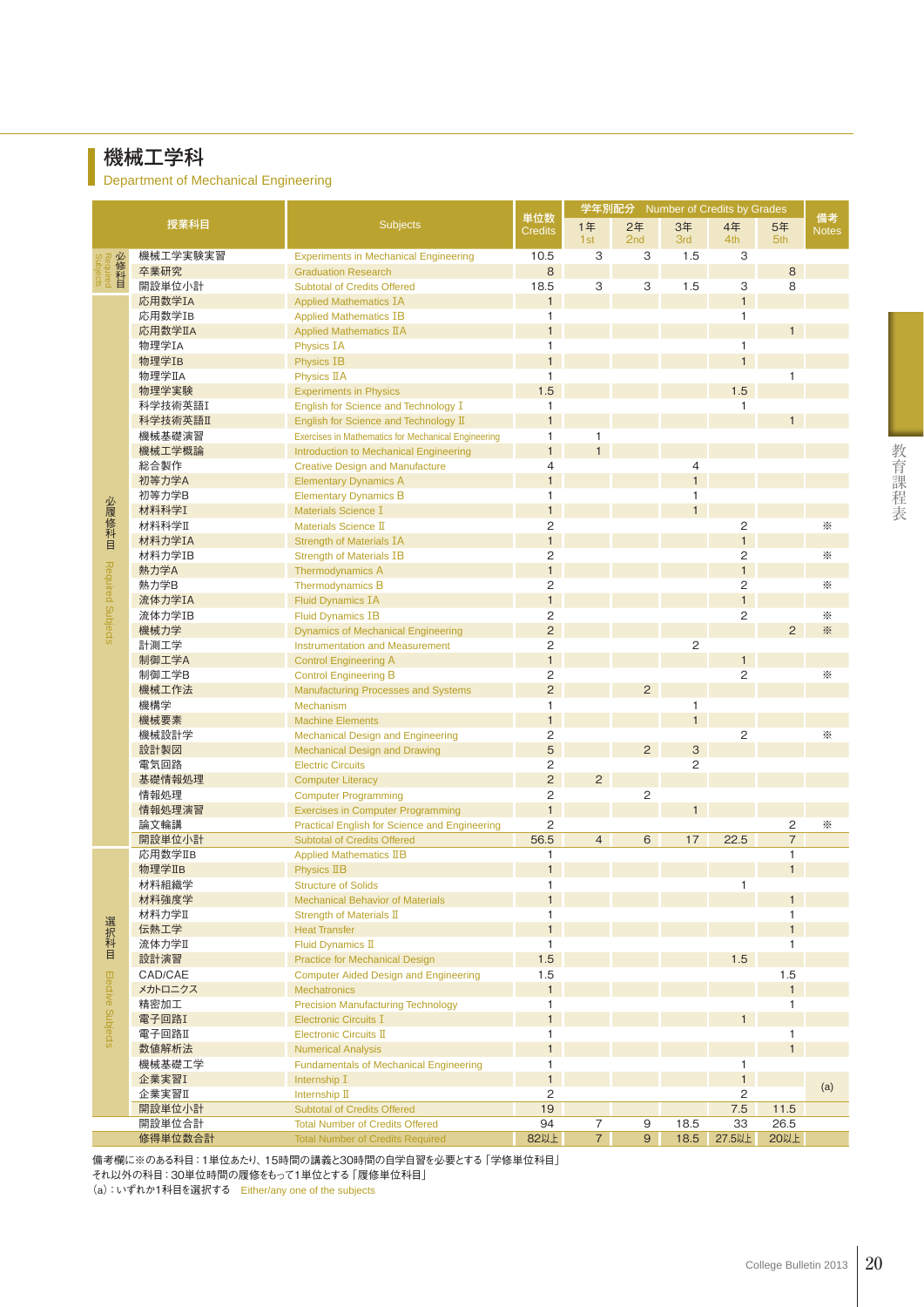## 機械工学科
Department of Mechanical Engineering

| 区分 | 授業科目 | Subjects | 単位数 Credits | 1年 1st | 2年 2nd | 3年 3rd | 4年 4th | 5年 5th | 備考 Notes |
|---|---|---|---|---|---|---|---|---|---|
| 必修科目 Required Subjects | 機械工学実験実習 | Experiments in Mechanical Engineering | 10.5 | 3 | 3 | 1.5 | 3 | | |
| | 卒業研究 | Graduation Research | 8 | | | | | 8 | |
| | 開設単位小計 | Subtotal of Credits Offered | 18.5 | 3 | 3 | 1.5 | 3 | 8 | |
| 必履修科目 Required Subjects | 応用数学IA | Applied Mathematics IA | 1 | | | | 1 | | |
| | 応用数学IB | Applied Mathematics IB | 1 | | | | 1 | | |
| | 応用数学IIA | Applied Mathematics IIA | 1 | | | | | 1 | |
| | 物理学IA | Physics IA | 1 | | | | 1 | | |
| | 物理学IB | Physics IB | 1 | | | | 1 | | |
| | 物理学IIA | Physics IIA | 1 | | | | | 1 | |
| | 物理学実験 | Experiments in Physics | 1.5 | | | | 1.5 | | |
| | 科学技術英語I | English for Science and Technology I | 1 | | | | 1 | | |
| | 科学技術英語II | English for Science and Technology II | 1 | | | | | 1 | |
| | 機械基礎演習 | Exercises in Mathematics for Mechanical Engineering | 1 | 1 | | | | | |
| | 機械工学概論 | Introduction to Mechanical Engineering | 1 | 1 | | | | | |
| | 総合製作 | Creative Design and Manufacture | 4 | | | 4 | | | |
| | 初等力学A | Elementary Dynamics A | 1 | | | 1 | | | |
| | 初等力学B | Elementary Dynamics B | 1 | | | 1 | | | |
| | 材料科学I | Materials Science I | 1 | | | 1 | | | |
| | 材料科学II | Materials Science II | 2 | | | | 2 | | ※ |
| | 材料力学IA | Strength of Materials IA | 1 | | | | 1 | | |
| | 材料力学IB | Strength of Materials IB | 2 | | | | 2 | | ※ |
| | 熱力学A | Thermodynamics A | 1 | | | | 1 | | |
| | 熱力学B | Thermodynamics B | 2 | | | | 2 | | ※ |
| | 流体力学IA | Fluid Dynamics IA | 1 | | | | 1 | | |
| | 流体力学IB | Fluid Dynamics IB | 2 | | | | 2 | | ※ |
| | 機械力学 | Dynamics of Mechanical Engineering | 2 | | | | | 2 | ※ |
| | 計測工学 | Instrumentation and Measurement | 2 | | | 2 | | | |
| | 制御工学A | Control Engineering A | 1 | | | | 1 | | |
| | 制御工学B | Control Engineering B | 2 | | | | 2 | | ※ |
| | 機械工作法 | Manufacturing Processes and Systems | 2 | | 2 | | | | |
| | 機構学 | Mechanism | 1 | | | 1 | | | |
| | 機械要素 | Machine Elements | 1 | | | 1 | | | |
| | 機械設計学 | Mechanical Design and Engineering | 2 | | | | 2 | | ※ |
| | 設計製図 | Mechanical Design and Drawing | 5 | | 2 | 3 | | | |
| | 電気回路 | Electric Circuits | 2 | | | 2 | | | |
| | 基礎情報処理 | Computer Literacy | 2 | 2 | | | | | |
| | 情報処理 | Computer Programming | 2 | | 2 | | | | |
| | 情報処理演習 | Exercises in Computer Programming | 1 | | | 1 | | | |
| | 論文輪講 | Practical English for Science and Engineering | 2 | | | | | 2 | ※ |
| | 開設単位小計 | Subtotal of Credits Offered | 56.5 | 4 | 6 | 17 | 22.5 | 7 | |
| 選択科目 Elective Subjects | 応用数学IIB | Applied Mathematics IIB | 1 | | | | | 1 | |
| | 物理学IIB | Physics IIB | 1 | | | | | 1 | |
| | 材料組織学 | Structure of Solids | 1 | | | | 1 | | |
| | 材料強度学 | Mechanical Behavior of Materials | 1 | | | | | 1 | |
| | 材料力学II | Strength of Materials II | 1 | | | | | 1 | |
| | 伝熱工学 | Heat Transfer | 1 | | | | | 1 | |
| | 流体力学II | Fluid Dynamics II | 1 | | | | | 1 | |
| | 設計演習 | Practice for Mechanical Design | 1.5 | | | | 1.5 | | |
| | CAD/CAE | Computer Aided Design and Engineering | 1.5 | | | | | 1.5 | |
| | メカトロニクス | Mechatronics | 1 | | | | | 1 | |
| | 精密加工 | Precision Manufacturing Technology | 1 | | | | | 1 | |
| | 電子回路I | Electronic Circuits I | 1 | | | | 1 | | |
| | 電子回路II | Electronic Circuits II | 1 | | | | | 1 | |
| | 数値解析法 | Numerical Analysis | 1 | | | | | 1 | |
| | 機械基礎工学 | Fundamentals of Mechanical Engineering | 1 | | | | 1 | | |
| | 企業実習I | Internship I | 1 | | | | 1 | | (a) |
| | 企業実習II | Internship II | 2 | | | | 2 | | (a) |
| | 開設単位小計 | Subtotal of Credits Offered | 19 | | | | 7.5 | 11.5 | |
| | 開設単位合計 | Total Number of Credits Offered | 94 | 7 | 9 | 18.5 | 33 | 26.5 | |
| | 修得単位数合計 | Total Number of Credits Required | 82以上 | 7 | 9 | 18.5 | 27.5以上 | 20以上 | |

備考欄に※のある科目：1単位あたり、15時間の講義と30時間の自学自習を必要とする「学修単位科目」
それ以外の科目：30単位時間の履修をもって1単位とする「履修単位科目」
(a)：いずれか1科目を選択する　Either/any one of the subjects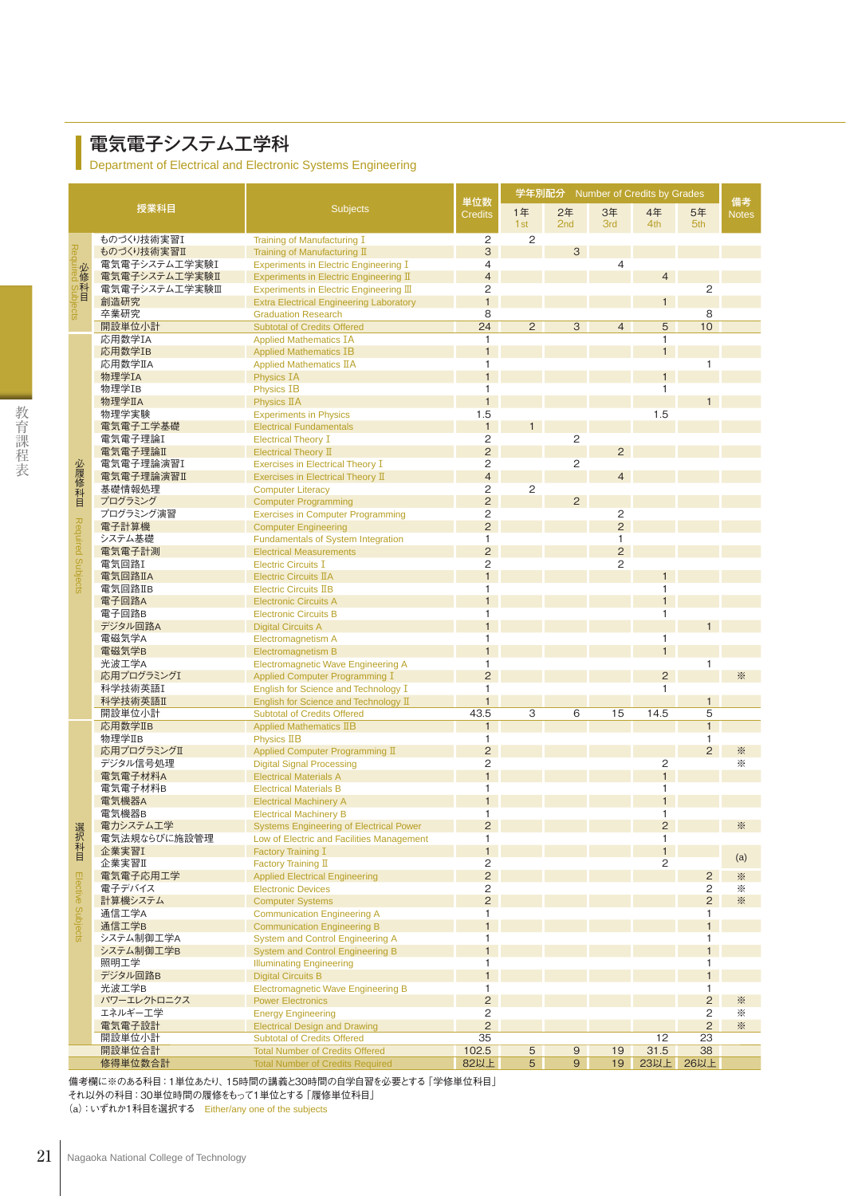## 電気電子システム工学科

Department of Electrical and Electronic Systems Engineering

| | 授業科目 | Subjects | 単位数 Credits | 1年 1st | 2年 2nd | 3年 3rd | 4年 4th | 5年 5th | 備考 Notes |
|---|---|---|---|---|---|---|---|---|---|
| 必修科目 Required Subjects | ものづくり技術実習Ⅰ | Training of Manufacturing Ⅰ | 2 | 2 | | | | | |
| | ものづくり技術実習Ⅱ | Training of Manufacturing Ⅱ | 3 | | 3 | | | | |
| | 電気電子システム工学実験Ⅰ | Experiments in Electric Engineering Ⅰ | 4 | | | 4 | | | |
| | 電気電子システム工学実験Ⅱ | Experiments in Electric Engineering Ⅱ | 4 | | | | 4 | | |
| | 電気電子システム工学実験Ⅲ | Experiments in Electric Engineering Ⅲ | 2 | | | | | 2 | |
| | 創造研究 | Extra Electrical Engineering Laboratory | 1 | | | | 1 | | |
| | 卒業研究 | Graduation Research | 8 | | | | | 8 | |
| | 開設単位小計 | Subtotal of Credits Offered | 24 | 2 | 3 | 4 | 5 | 10 | |
| 必履修科目 Required Subjects | 応用数学ⅠA | Applied Mathematics ⅠA | 1 | | | | 1 | | |
| | 応用数学ⅠB | Applied Mathematics ⅠB | 1 | | | | 1 | | |
| | 応用数学ⅡA | Applied Mathematics ⅡA | 1 | | | | | 1 | |
| | 物理学ⅠA | Physics ⅠA | 1 | | | | 1 | | |
| | 物理学ⅠB | Physics ⅠB | 1 | | | | 1 | | |
| | 物理学ⅡA | Physics ⅡA | 1 | | | | | 1 | |
| | 物理学実験 | Experiments in Physics | 1.5 | | | | 1.5 | | |
| | 電気電子工学基礎 | Electrical Fundamentals | 1 | 1 | | | | | |
| | 電気電子理論Ⅰ | Electrical Theory Ⅰ | 2 | | 2 | | | | |
| | 電気電子理論Ⅱ | Electrical Theory Ⅱ | 2 | | | 2 | | | |
| | 電気電子理論演習Ⅰ | Exercises in Electrical Theory Ⅰ | 2 | | 2 | | | | |
| | 電気電子理論演習Ⅱ | Exercises in Electrical Theory Ⅱ | 4 | | | 4 | | | |
| | 基礎情報処理 | Computer Literacy | 2 | 2 | | | | | |
| | プログラミング | Computer Programming | 2 | | 2 | | | | |
| | プログラミング演習 | Exercises in Computer Programming | 2 | | | 2 | | | |
| | 電子計算機 | Computer Engineering | 2 | | | 2 | | | |
| | システム基礎 | Fundamentals of System Integration | 1 | | | 1 | | | |
| | 電気電子計測 | Electrical Measurements | 2 | | | 2 | | | |
| | 電気回路Ⅰ | Electric Circuits Ⅰ | 2 | | | 2 | | | |
| | 電気回路ⅡA | Electric Circuits ⅡA | 1 | | | | 1 | | |
| | 電気回路ⅡB | Electric Circuits ⅡB | 1 | | | | 1 | | |
| | 電子回路A | Electronic Circuits A | 1 | | | | 1 | | |
| | 電子回路B | Electronic Circuits B | 1 | | | | 1 | | |
| | デジタル回路A | Digital Circuits A | 1 | | | | | 1 | |
| | 電磁気学A | Electromagnetism A | 1 | | | | 1 | | |
| | 電磁気学B | Electromagnetism B | 1 | | | | 1 | | |
| | 光波工学A | Electromagnetic Wave Engineering A | 1 | | | | | 1 | |
| | 応用プログラミングⅠ | Applied Computer Programming Ⅰ | 2 | | | | 2 | | ※ |
| | 科学技術英語Ⅰ | English for Science and Technology Ⅰ | 1 | | | | 1 | | |
| | 科学技術英語Ⅱ | English for Science and Technology Ⅱ | 1 | | | | | 1 | |
| | 開設単位小計 | Subtotal of Credits Offered | 43.5 | 3 | 6 | 15 | 14.5 | 5 | |
| 選択科目 Elective Subjects | 応用数学ⅡB | Applied Mathematics ⅡB | 1 | | | | | 1 | |
| | 物理学ⅡB | Physics ⅡB | 1 | | | | | 1 | |
| | 応用プログラミングⅡ | Applied Computer Programming Ⅱ | 2 | | | | | 2 | ※ |
| | デジタル信号処理 | Digital Signal Processing | 2 | | | | 2 | | ※ |
| | 電気電子材料A | Electrical Materials A | 1 | | | | 1 | | |
| | 電気電子材料B | Electrical Materials B | 1 | | | | 1 | | |
| | 電気機器A | Electrical Machinery A | 1 | | | | 1 | | |
| | 電気機器B | Electrical Machinery B | 1 | | | | 1 | | |
| | 電力システム工学 | Systems Engineering of Electrical Power | 2 | | | | 2 | | ※ |
| | 電気法規ならびに施設管理 | Low of Electric and Facilities Management | 1 | | | | 1 | | |
| | 企業実習Ⅰ | Factory Training Ⅰ | 1 | | | | 1 | | (a) |
| | 企業実習Ⅱ | Factory Training Ⅱ | 2 | | | | 2 | | (a) |
| | 電気電子応用工学 | Applied Electrical Engineering | 2 | | | | | 2 | ※ |
| | 電子デバイス | Electronic Devices | 2 | | | | | 2 | ※ |
| | 計算機システム | Computer Systems | 2 | | | | | 2 | ※ |
| | 通信工学A | Communication Engineering A | 1 | | | | | 1 | |
| | 通信工学B | Communication Engineering B | 1 | | | | | 1 | |
| | システム制御工学A | System and Control Engineering A | 1 | | | | | 1 | |
| | システム制御工学B | System and Control Engineering B | 1 | | | | | 1 | |
| | 照明工学 | Illuminating Engineering | 1 | | | | | 1 | |
| | デジタル回路B | Digital Circuits B | 1 | | | | | 1 | |
| | 光波工学B | Electromagnetic Wave Engineering B | 1 | | | | | 1 | |
| | パワーエレクトロニクス | Power Electronics | 2 | | | | | 2 | ※ |
| | エネルギー工学 | Energy Engineering | 2 | | | | | 2 | ※ |
| | 電気電子設計 | Electrical Design and Drawing | 2 | | | | | 2 | ※ |
| | 開設単位小計 | Subtotal of Credits Offered | 35 | | | | 12 | 23 | |
| | 開設単位合計 | Total Number of Credits Offered | 102.5 | 5 | 9 | 19 | 31.5 | 38 | |
| | 修得単位数合計 | Total Number of Credits Required | 82以上 | 5 | 9 | 19 | 23以上 | 26以上 | |

備考欄に※のある科目：1単位あたり、15時間の講義と30時間の自学自習を必要とする「学修単位科目」
それ以外の科目：30単位時間の履修をもって1単位とする「履修単位科目」
(a)：いずれか1科目を選択する　Either/any one of the subjects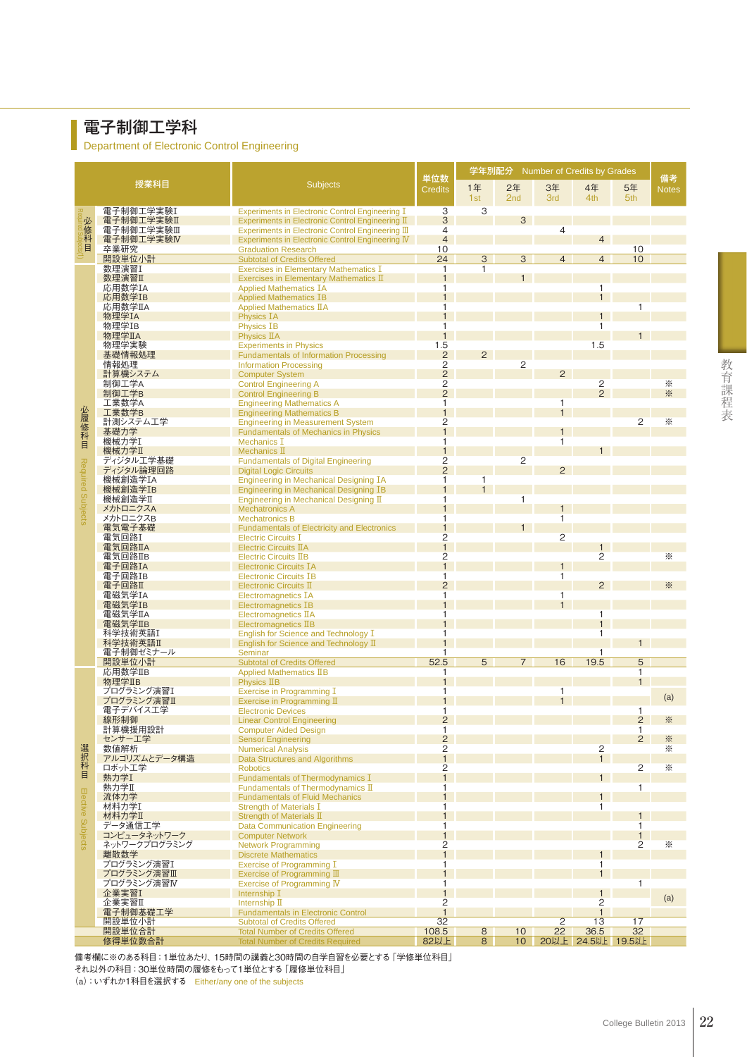## 電子制御工学科

Department of Electronic Control Engineering

| | 授業科目 | Subjects | 単位数 Credits | 1年 1st | 2年 2nd | 3年 3rd | 4年 4th | 5年 5th | 備考 Notes |
|---|---|---|---|---|---|---|---|---|---|
| 必修科目 Required Subjects(I) | 電子制御工学実験Ⅰ | Experiments in Electronic Control Engineering Ⅰ | 3 | 3 | | | | | |
| | 電子制御工学実験Ⅱ | Experiments in Electronic Control Engineering Ⅱ | 3 | | 3 | | | | |
| | 電子制御工学実験Ⅲ | Experiments in Electronic Control Engineering Ⅲ | 4 | | | 4 | | | |
| | 電子制御工学実験Ⅳ | Experiments in Electronic Control Engineering Ⅳ | 4 | | | | 4 | | |
| | 卒業研究 | Graduation Research | 10 | | | | | 10 | |
| | 開設単位小計 | Subtotal of Credits Offered | 24 | 3 | 3 | 4 | 4 | 10 | |
| 必履修科目 Required Subjects | 数理演習Ⅰ | Exercises in Elementary Mathematics Ⅰ | 1 | 1 | | | | | |
| | 数理演習Ⅱ | Exercises in Elementary Mathematics Ⅱ | 1 | | 1 | | | | |
| | 応用数学ⅠA | Applied Mathematics ⅠA | 1 | | | | 1 | | |
| | 応用数学ⅠB | Applied Mathematics ⅠB | 1 | | | | 1 | | |
| | 応用数学ⅡA | Applied Mathematics ⅡA | 1 | | | | | 1 | |
| | 物理学ⅠA | Physics ⅠA | 1 | | | | 1 | | |
| | 物理学ⅠB | Physics ⅠB | 1 | | | | 1 | | |
| | 物理学ⅡA | Physics ⅡA | 1 | | | | | 1 | |
| | 物理学実験 | Experiments in Physics | 1.5 | | | | 1.5 | | |
| | 基礎情報処理 | Fundamentals of Information Processing | 2 | 2 | | | | | |
| | 情報処理 | Information Processing | 2 | | 2 | | | | |
| | 計算機システム | Computer System | 2 | | | 2 | | | |
| | 制御工学A | Control Engineering A | 2 | | | | 2 | | ※ |
| | 制御工学B | Control Engineering B | 2 | | | | 2 | | ※ |
| | 工業数学A | Engineering Mathematics A | 1 | | | 1 | | | |
| | 工業数学B | Engineering Mathematics B | 1 | | | 1 | | | |
| | 計測システム工学 | Engineering in Measurement System | 2 | | | | | 2 | ※ |
| | 基礎力学 | Fundamentals of Mechanics in Physics | 1 | | | 1 | | | |
| | 機械力学Ⅰ | Mechanics Ⅰ | 1 | | | 1 | | | |
| | 機械力学Ⅱ | Mechanics Ⅱ | 1 | | | | 1 | | |
| | ディジタル工学基礎 | Fundamentals of Digital Engineering | 2 | | 2 | | | | |
| | ディジタル論理回路 | Digital Logic Circuits | 2 | | | 2 | | | |
| | 機械創造学ⅠA | Engineering in Mechanical Designing ⅠA | 1 | 1 | | | | | |
| | 機械創造学ⅠB | Engineering in Mechanical Designing ⅠB | 1 | 1 | | | | | |
| | 機械創造学Ⅱ | Engineering in Mechanical Designing Ⅱ | 1 | | 1 | | | | |
| | メカトロニクスA | Mechatronics A | 1 | | | 1 | | | |
| | メカトロニクスB | Mechatronics B | 1 | | | 1 | | | |
| | 電気電子基礎 | Fundamentals of Electricity and Electronics | 1 | | 1 | | | | |
| | 電気回路Ⅰ | Electric Circuits Ⅰ | 2 | | | 2 | | | |
| | 電気回路ⅡA | Electric Circuits ⅡA | 1 | | | | 1 | | |
| | 電気回路ⅡB | Electric Circuits ⅡB | 2 | | | | 2 | | ※ |
| | 電子回路ⅠA | Electronic Circuits ⅠA | 1 | | | 1 | | | |
| | 電子回路ⅠB | Electronic Circuits ⅠB | 1 | | | 1 | | | |
| | 電子回路Ⅱ | Electronic Circuits Ⅱ | 2 | | | | 2 | | ※ |
| | 電磁気学ⅠA | Electromagnetics ⅠA | 1 | | | 1 | | | |
| | 電磁気学ⅠB | Electromagnetics ⅠB | 1 | | | 1 | | | |
| | 電磁気学ⅡA | Electromagnetics ⅡA | 1 | | | | 1 | | |
| | 電磁気学ⅡB | Electromagnetics ⅡB | 1 | | | | 1 | | |
| | 科学技術英語Ⅰ | English for Science and Technology Ⅰ | 1 | | | | 1 | | |
| | 科学技術英語Ⅱ | English for Science and Technology Ⅱ | 1 | | | | | 1 | |
| | 電子制御ゼミナール | Seminar | 1 | | | | 1 | | |
| | 開設単位小計 | Subtotal of Credits Offered | 52.5 | 5 | 7 | 16 | 19.5 | 5 | |
| 選択科目 Elective Subjects | 応用数学ⅡB | Applied Mathematics ⅡB | 1 | | | | | 1 | |
| | 物理学ⅡB | Physics ⅡB | 1 | | | | | 1 | |
| | プログラミング演習Ⅰ | Exercise in Programming Ⅰ | 1 | | | 1 | | | (a) |
| | プログラミング演習Ⅱ | Exercise in Programming Ⅱ | 1 | | | 1 | | | (a) |
| | 電子デバイス工学 | Electronic Devices | 1 | | | | | 1 | |
| | 線形制御 | Linear Control Engineering | 2 | | | | | 2 | ※ |
| | 計算機援用設計 | Computer Aided Design | 1 | | | | | 1 | |
| | センサー工学 | Sensor Engineering | 2 | | | | | 2 | ※ |
| | 数値解析 | Numerical Analysis | 2 | | | | 2 | | ※ |
| | アルゴリズムとデータ構造 | Data Structures and Algorithms | 1 | | | | 1 | | |
| | ロボット工学 | Robotics | 2 | | | | | 2 | ※ |
| | 熱力学Ⅰ | Fundamentals of Thermodynamics Ⅰ | 1 | | | | 1 | | |
| | 熱力学Ⅱ | Fundamentals of Thermodynamics Ⅱ | 1 | | | | | 1 | |
| | 流体力学 | Fundamentals of Fluid Mechanics | 1 | | | | 1 | | |
| | 材料力学Ⅰ | Strength of Materials Ⅰ | 1 | | | | 1 | | |
| | 材料力学Ⅱ | Strength of Materials Ⅱ | 1 | | | | | 1 | |
| | データ通信工学 | Data Communication Engineering | 1 | | | | | 1 | |
| | コンピュータネットワーク | Computer Network | 1 | | | | | 1 | |
| | ネットワークプログラミング | Network Programming | 2 | | | | | 2 | ※ |
| | 離散数学 | Discrete Mathematics | 1 | | | | 1 | | |
| | プログラミング演習Ⅰ | Exercise of Programming Ⅰ | 1 | | | | 1 | | |
| | プログラミング演習Ⅲ | Exercise of Programming Ⅲ | 1 | | | | 1 | | |
| | プログラミング演習Ⅳ | Exercise of Programming Ⅳ | 1 | | | | | 1 | |
| | 企業実習Ⅰ | Internship Ⅰ | 1 | | | | 1 | | (a) |
| | 企業実習Ⅱ | Internship Ⅱ | 2 | | | | 2 | | (a) |
| | 電子制御基礎工学 | Fundamentals in Electronic Control | 1 | | | | 1 | | |
| | 開設単位小計 | Subtotal of Credits Offered | 32 | | | 2 | 13 | 17 | |
| | 開設単位合計 | Total Number of Credits Offered | 108.5 | 8 | 10 | 22 | 36.5 | 32 | |
| | 修得単位数合計 | Total Number of Credits Required | 82以上 | 8 | 10 | 20以上 | 24.5以上 | 19.5以上 | |

備考欄に※のある科目：1単位あたり、15時間の講義と30時間の自学自習を必要とする「学修単位科目」

それ以外の科目：30単位時間の履修をもって1単位とする「履修単位科目」

(a)：いずれか1科目を選択する　Either/any one of the subjects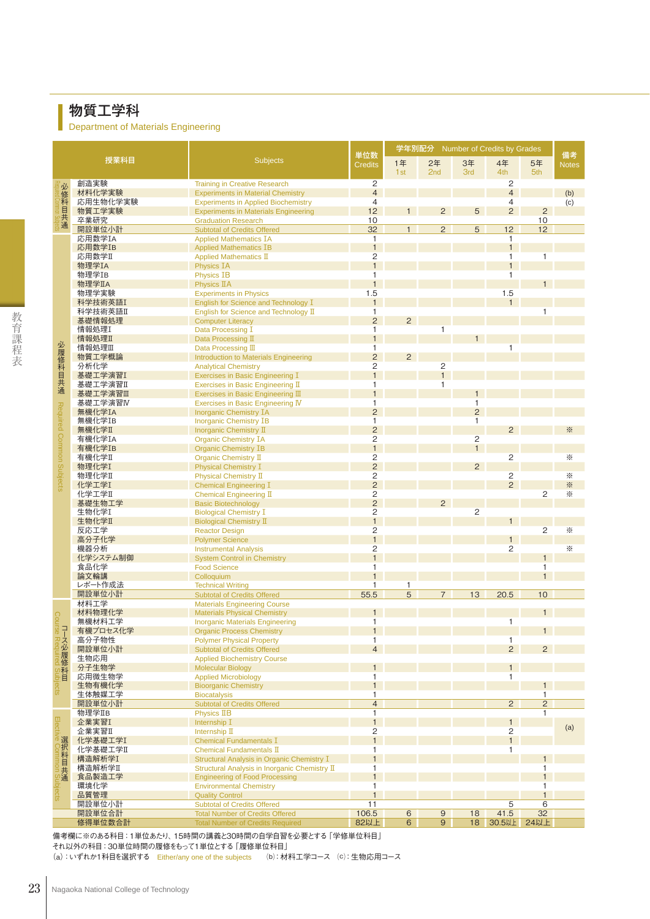# 物質工学科

Department of Materials Engineering

| | 授業科目 | Subjects | 単位数 Credits | 学年別配分 Number of Credits by Grades 1年 1st | 2年 2nd | 3年 3rd | 4年 4th | 5年 5th | 備考 Notes |
|---|---|---|---|---|---|---|---|---|---|
| 必修科目共通 Required Common Subjects | 創造実験 | Training in Creative Research | 2 | | | | 2 | | |
| | 材料化学実験 | Experiments in Material Chemistry | 4 | | | | 4 | | (b) |
| | 応用生物化学実験 | Experiments in Applied Biochemistry | 4 | | | | 4 | | (c) |
| | 物質工学実験 | Experiments in Materials Engineering | 12 | 1 | 2 | 5 | 2 | 2 | |
| | 卒業研究 | Graduation Research | 10 | | | | | 10 | |
| | 開設単位小計 | Subtotal of Credits Offered | 32 | 1 | 2 | 5 | 12 | 12 | |
| 必履修科目共通 Required Common Subjects | 応用数学ⅠA | Applied Mathematics ⅠA | 1 | | | | 1 | | |
| | 応用数学ⅠB | Applied Mathematics ⅠB | 1 | | | | 1 | | |
| | 応用数学Ⅱ | Applied Mathematics Ⅱ | 2 | | | | 1 | 1 | |
| | 物理学ⅠA | Physics ⅠA | 1 | | | | 1 | | |
| | 物理学ⅠB | Physics ⅠB | 1 | | | | 1 | | |
| | 物理学ⅡA | Physics ⅡA | 1 | | | | | 1 | |
| | 物理学実験 | Experiments in Physics | 1.5 | | | | 1.5 | | |
| | 科学技術英語Ⅰ | English for Science and Technology Ⅰ | 1 | | | | 1 | | |
| | 科学技術英語Ⅱ | English for Science and Technology Ⅱ | 1 | | | | | 1 | |
| | 基礎情報処理 | Computer Literacy | 2 | 2 | | | | | |
| | 情報処理Ⅰ | Data Processing Ⅰ | 1 | | 1 | | | | |
| | 情報処理Ⅱ | Data Processing Ⅱ | 1 | | | 1 | | | |
| | 情報処理Ⅲ | Data Processing Ⅲ | 1 | | | | 1 | | |
| | 物質工学概論 | Introduction to Materials Engineering | 2 | 2 | | | | | |
| | 分析化学 | Analytical Chemistry | 2 | | 2 | | | | |
| | 基礎工学演習Ⅰ | Exercises in Basic Engineering Ⅰ | 1 | | 1 | | | | |
| | 基礎工学演習Ⅱ | Exercises in Basic Engineering Ⅱ | 1 | | 1 | | | | |
| | 基礎工学演習Ⅲ | Exercises in Basic Engineering Ⅲ | 1 | | | 1 | | | |
| | 基礎工学演習Ⅳ | Exercises in Basic Engineering Ⅳ | 1 | | | 1 | | | |
| | 無機化学ⅠA | Inorganic Chemistry ⅠA | 2 | | | 2 | | | |
| | 無機化学ⅠB | Inorganic Chemistry ⅠB | 1 | | | 1 | | | |
| | 無機化学Ⅱ | Inorganic Chemistry Ⅱ | 2 | | | | 2 | | ※ |
| | 有機化学ⅠA | Organic Chemistry ⅠA | 2 | | | 2 | | | |
| | 有機化学ⅠB | Organic Chemistry ⅠB | 1 | | | 1 | | | |
| | 有機化学Ⅱ | Organic Chemistry Ⅱ | 2 | | | | 2 | | ※ |
| | 物理化学Ⅰ | Physical Chemistry Ⅰ | 2 | | | 2 | | | |
| | 物理化学Ⅱ | Physical Chemistry Ⅱ | 2 | | | | 2 | | ※ |
| | 化学工学Ⅰ | Chemical Engineering Ⅰ | 2 | | | | 2 | | ※ |
| | 化学工学Ⅱ | Chemical Engineering Ⅱ | 2 | | | | | 2 | ※ |
| | 基礎生物工学 | Basic Biotechnology | 2 | | 2 | | | | |
| | 生物化学Ⅰ | Biological Chemistry Ⅰ | 2 | | | 2 | | | |
| | 生物化学Ⅱ | Biological Chemistry Ⅱ | 1 | | | | 1 | | |
| | 反応工学 | Reactor Design | 2 | | | | | 2 | ※ |
| | 高分子化学 | Polymer Science | 1 | | | | 1 | | |
| | 機器分析 | Instrumental Analysis | 2 | | | | 2 | | ※ |
| | 化学システム制御 | System Control in Chemistry | 1 | | | | | 1 | |
| | 食品化学 | Food Science | 1 | | | | | 1 | |
| | 論文輪講 | Colloquium | 1 | | | | | 1 | |
| | レポート作成法 | Technical Writing | 1 | 1 | | | | | |
| | 開設単位小計 | Subtotal of Credits Offered | 55.5 | 5 | 7 | 13 | 20.5 | 10 | |
| コース必履修科目 Course Required Subjects | 材料工学 | Materials Engineering Course | | | | | | | |
| | 材料物理化学 | Materials Physical Chemistry | 1 | | | | | 1 | |
| | 無機材料工学 | Inorganic Materials Engineering | 1 | | | | 1 | | |
| | 有機プロセス化学 | Organic Process Chemistry | 1 | | | | | 1 | |
| | 高分子物性 | Polymer Physical Property | 1 | | | | 1 | | |
| | 開設単位小計 | Subtotal of Credits Offered | 4 | | | | 2 | 2 | |
| | 生物応用 | Applied Biochemistry Course | | | | | | | |
| | 分子生物学 | Molecular Biology | 1 | | | | 1 | | |
| | 応用微生物学 | Applied Microbiology | 1 | | | | 1 | | |
| | 生物有機化学 | Bioorganic Chemistry | 1 | | | | | 1 | |
| | 生体触媒工学 | Biocatalysis | 1 | | | | | 1 | |
| | 開設単位小計 | Subtotal of Credits Offered | 4 | | | | 2 | 2 | |
| 選択科目共通 Elective Common Subjects | 物理学ⅡB | Physics ⅡB | 1 | | | | | 1 | |
| | 企業実習Ⅰ | Internship Ⅰ | 1 | | | | 1 | | (a) |
| | 企業実習Ⅱ | Internship Ⅱ | 2 | | | | 2 | | |
| | 化学基礎工学Ⅰ | Chemical Fundamentals Ⅰ | 1 | | | | 1 | | |
| | 化学基礎工学Ⅱ | Chemical Fundamentals Ⅱ | 1 | | | | 1 | | |
| | 構造解析学Ⅰ | Structural Analysis in Organic Chemistry Ⅰ | 1 | | | | | 1 | |
| | 構造解析学Ⅱ | Structural Analysis in Inorganic Chemistry Ⅱ | 1 | | | | | 1 | |
| | 食品製造工学 | Engineering of Food Processing | 1 | | | | | 1 | |
| | 環境化学 | Environmental Chemistry | 1 | | | | | 1 | |
| | 品質管理 | Quality Control | 1 | | | | | 1 | |
| | 開設単位小計 | Subtotal of Credits Offered | 11 | | | | 5 | 6 | |
| | 開設単位合計 | Total Number of Credits Offered | 106.5 | 6 | 9 | 18 | 41.5 | 32 | |
| | 修得単位数合計 | Total Number of Credits Required | 82以上 | 6 | 9 | 18 | 30.5以上 | 24以上 | |

備考欄に※のある科目：1単位あたり、15時間の講義と30時間の自学自習を必要とする「学修単位科目」
それ以外の科目：30単位時間の履修をもって1単位とする「履修単位科目」
(a)：いずれか1科目を選択する　Either/any one of the subjects　(b)：材料工学コース　(c)：生物応用コース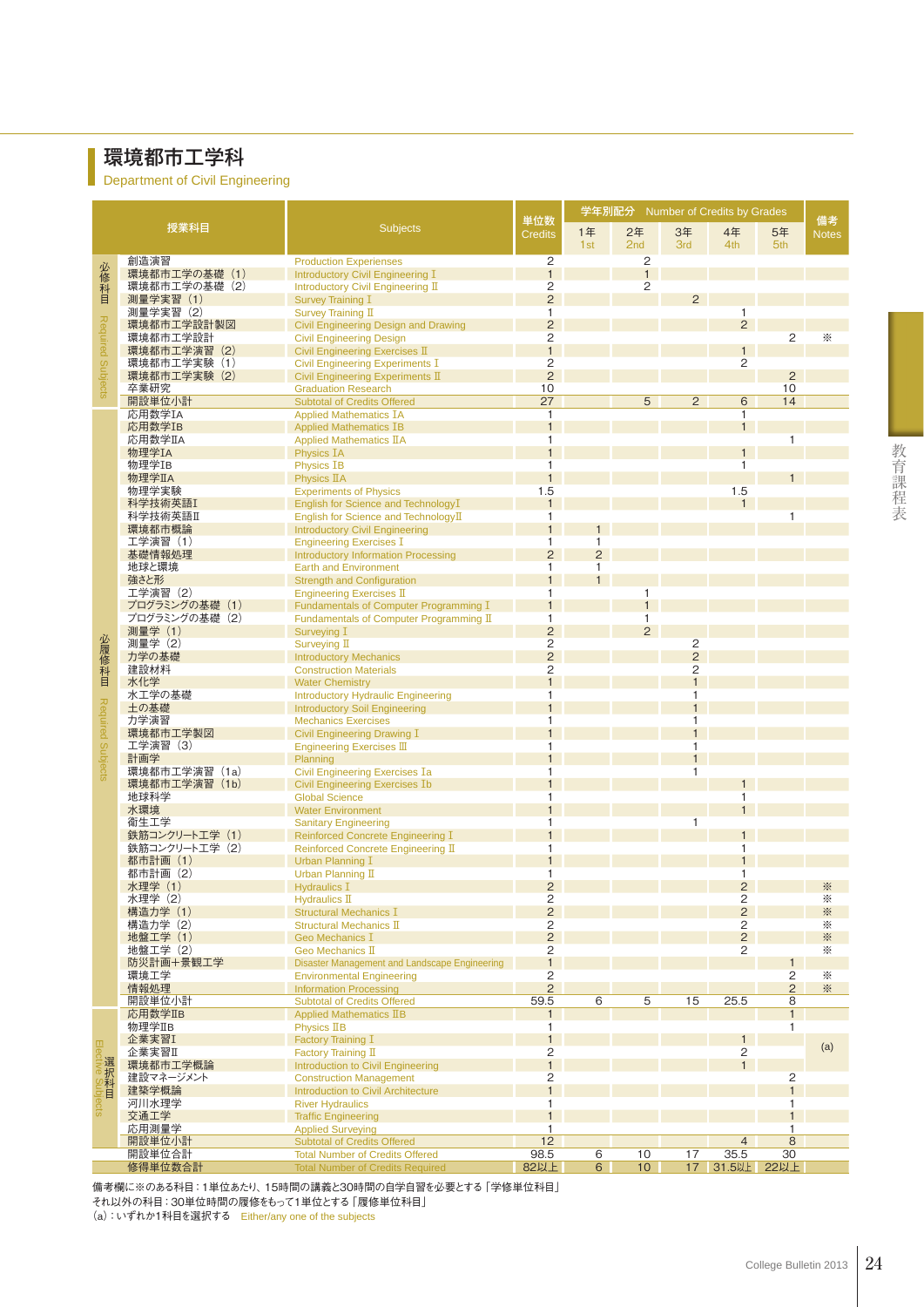# 環境都市工学科

Department of Civil Engineering

| 区分 | 授業科目 | Subjects | 単位数 Credits | 1年 1st | 2年 2nd | 3年 3rd | 4年 4th | 5年 5th | 備考 Notes |
|---|---|---|---|---|---|---|---|---|---|
| 必修科目 Required Subjects | 創造演習 | Production Experienses | 2 | | 2 | | | | |
| | 環境都市工学の基礎（1） | Introductory Civil Engineering Ⅰ | 1 | | 1 | | | | |
| | 環境都市工学の基礎（2） | Introductory Civil Engineering Ⅱ | 2 | | 2 | | | | |
| | 測量学実習（1） | Survey Training Ⅰ | 2 | | | 2 | | | |
| | 測量学実習（2） | Survey Training Ⅱ | 1 | | | | 1 | | |
| | 環境都市工学設計製図 | Civil Engineering Design and Drawing | 2 | | | | 2 | | |
| | 環境都市工学設計 | Civil Engineering Design | 2 | | | | | 2 | ※ |
| | 環境都市工学演習（2） | Civil Engineering Exercises Ⅱ | 1 | | | | 1 | | |
| | 環境都市工学実験（1） | Civil Engineering Experiments Ⅰ | 2 | | | | 2 | | |
| | 環境都市工学実験（2） | Civil Engineering Experiments Ⅱ | 2 | | | | | 2 | |
| | 卒業研究 | Graduation Research | 10 | | | | | 10 | |
| | 開設単位小計 | Subtotal of Credits Offered | 27 | | 5 | 2 | 6 | 14 | |
| 必履修科目 Required Subjects | 応用数学ⅠA | Applied Mathematics ⅠA | 1 | | | | 1 | | |
| | 応用数学ⅠB | Applied Mathematics ⅠB | 1 | | | | 1 | | |
| | 応用数学ⅡA | Applied Mathematics ⅡA | 1 | | | | | 1 | |
| | 物理学ⅠA | Physics ⅠA | 1 | | | | 1 | | |
| | 物理学ⅠB | Physics ⅠB | 1 | | | | 1 | | |
| | 物理学ⅡA | Physics ⅡA | 1 | | | | | 1 | |
| | 物理学実験 | Experiments of Physics | 1.5 | | | | 1.5 | | |
| | 科学技術英語Ⅰ | English for Science and TechnologyⅠ | 1 | | | | 1 | | |
| | 科学技術英語Ⅱ | English for Science and TechnologyⅡ | 1 | | | | | 1 | |
| | 環境都市概論 | Introductory Civil Engineering | 1 | 1 | | | | | |
| | 工学演習（1） | Engineering Exercises Ⅰ | 1 | 1 | | | | | |
| | 基礎情報処理 | Introductory Information Processing | 2 | 2 | | | | | |
| | 地球と環境 | Earth and Environment | 1 | 1 | | | | | |
| | 強さと形 | Strength and Configuration | 1 | 1 | | | | | |
| | 工学演習（2） | Engineering Exercises Ⅱ | 1 | | 1 | | | | |
| | プログラミングの基礎（1） | Fundamentals of Computer Programming Ⅰ | 1 | | 1 | | | | |
| | プログラミングの基礎（2） | Fundamentals of Computer Programming Ⅱ | 1 | | 1 | | | | |
| | 測量学（1） | Surveying Ⅰ | 2 | | 2 | | | | |
| | 測量学（2） | Surveying Ⅱ | 2 | | | 2 | | | |
| | 力学の基礎 | Introductory Mechanics | 2 | | | 2 | | | |
| | 建設材料 | Construction Materials | 2 | | | 2 | | | |
| | 水化学 | Water Chemistry | 1 | | | 1 | | | |
| | 水工学の基礎 | Introductory Hydraulic Engineering | 1 | | | 1 | | | |
| | 土の基礎 | Introductory Soil Engineering | 1 | | | 1 | | | |
| | 力学演習 | Mechanics Exercises | 1 | | | 1 | | | |
| | 環境都市工学製図 | Civil Engineering Drawing Ⅰ | 1 | | | 1 | | | |
| | 工学演習（3） | Engineering Exercises Ⅲ | 1 | | | 1 | | | |
| | 計画学 | Planning | 1 | | | 1 | | | |
| | 環境都市工学演習（1a） | Civil Engineering Exercises Ⅰa | 1 | | | 1 | | | |
| | 環境都市工学演習（1b） | Civil Engineering Exercises Ⅰb | 1 | | | | 1 | | |
| | 地球科学 | Global Science | 1 | | | | 1 | | |
| | 水環境 | Water Environment | 1 | | | | 1 | | |
| | 衛生工学 | Sanitary Engineering | 1 | | | 1 | | | |
| | 鉄筋コンクリート工学（1） | Reinforced Concrete Engineering Ⅰ | 1 | | | | 1 | | |
| | 鉄筋コンクリート工学（2） | Reinforced Concrete Engineering Ⅱ | 1 | | | | 1 | | |
| | 都市計画（1） | Urban Planning Ⅰ | 1 | | | | 1 | | |
| | 都市計画（2） | Urban Planning Ⅱ | 1 | | | | 1 | | |
| | 水理学（1） | Hydraulics Ⅰ | 2 | | | | 2 | | ※ |
| | 水理学（2） | Hydraulics Ⅱ | 2 | | | | 2 | | ※ |
| | 構造力学（1） | Structural Mechanics Ⅰ | 2 | | | | 2 | | ※ |
| | 構造力学（2） | Structural Mechanics Ⅱ | 2 | | | | 2 | | ※ |
| | 地盤工学（1） | Geo Mechanics Ⅰ | 2 | | | | 2 | | ※ |
| | 地盤工学（2） | Geo Mechanics Ⅱ | 2 | | | | 2 | | ※ |
| | 防災計画＋景観工学 | Disaster Management and Landscape Engineering | 1 | | | | | 1 | |
| | 環境工学 | Environmental Engineering | 2 | | | | | 2 | ※ |
| | 情報処理 | Information Processing | 2 | | | | | 2 | ※ |
| | 開設単位小計 | Subtotal of Credits Offered | 59.5 | 6 | 5 | 15 | 25.5 | 8 | |
| 選択科目 Elective Subjects | 応用数学ⅡB | Applied Mathematics ⅡB | 1 | | | | | 1 | |
| | 物理学ⅡB | Physics ⅡB | 1 | | | | | 1 | |
| | 企業実習Ⅰ | Factory Training Ⅰ | 1 | | | | 1 | | (a) |
| | 企業実習Ⅱ | Factory Training Ⅱ | 2 | | | | 2 | | (a) |
| | 環境都市工学概論 | Introduction to Civil Engineering | 1 | | | | 1 | | |
| | 建設マネージメント | Construction Management | 2 | | | | | 2 | |
| | 建築学概論 | Introduction to Civil Architecture | 1 | | | | | 1 | |
| | 河川水理学 | River Hydraulics | 1 | | | | | 1 | |
| | 交通工学 | Traffic Engineering | 1 | | | | | 1 | |
| | 応用測量学 | Applied Surveying | 1 | | | | | 1 | |
| | 開設単位小計 | Subtotal of Credits Offered | 12 | | | | 4 | 8 | |
| | 開設単位合計 | Total Number of Credits Offered | 98.5 | 6 | 10 | 17 | 35.5 | 30 | |
| | 修得単位数合計 | Total Number of Credits Required | 82以上 | 6 | 10 | 17 | 31.5以上 | 22以上 | |

備考欄に※のある科目：1単位あたり、15時間の講義と30時間の自学自習を必要とする「学修単位科目」

それ以外の科目：30単位時間の履修をもって1単位とする「履修単位科目」

(a)：いずれか1科目を選択する　Either/any one of the subjects